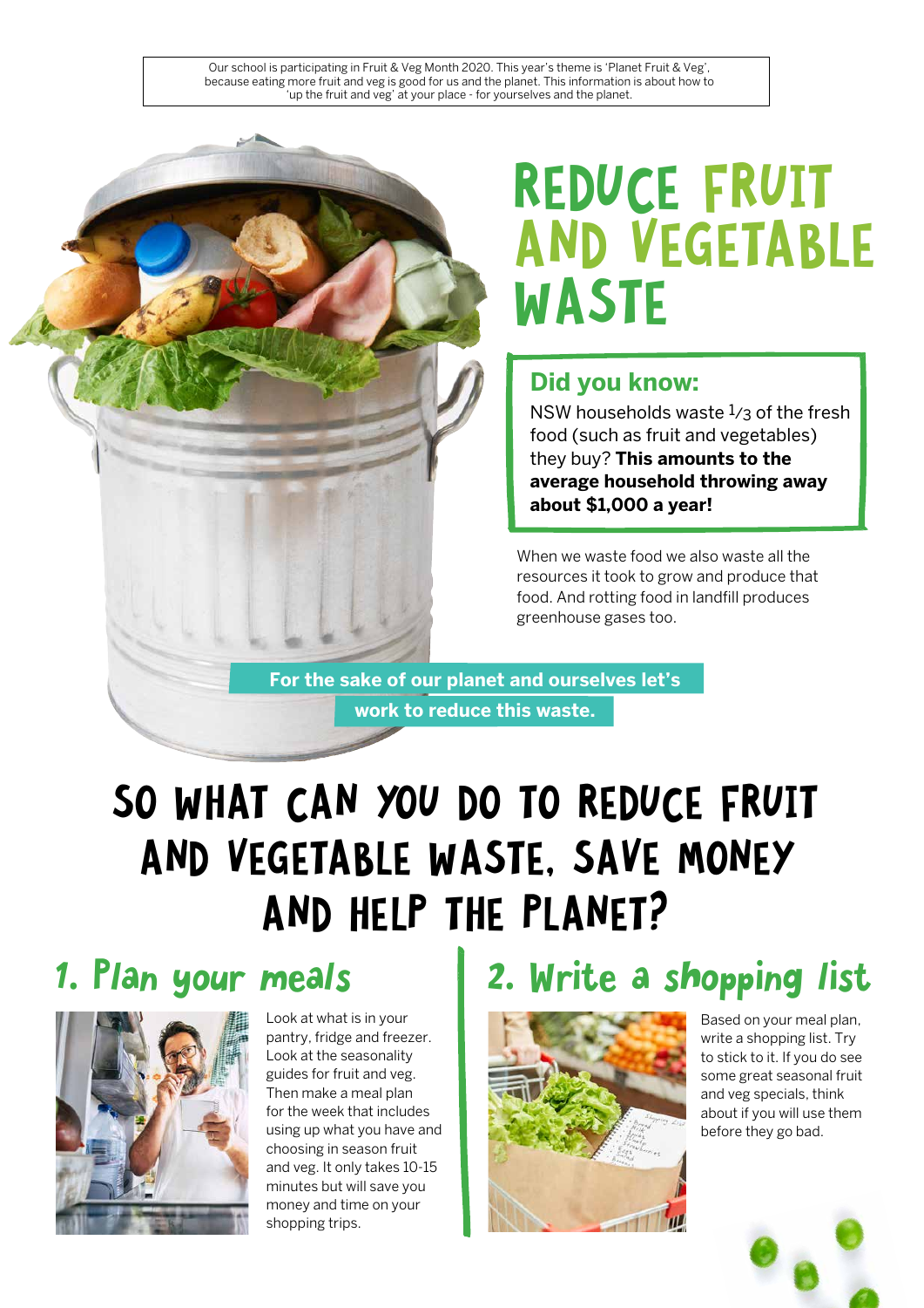Our school is participating in Fruit & Veg Month 2020. This year's theme is 'Planet Fruit & Veg', because eating more fruit and veg is good for us and the planet. This information is about how to 'up the fruit and veg' at your place - for yourselves and the planet.

# REDUCE FRUIT AND VEGETABLE WASTE

## Did you know:

NSW households waste 1/3 of the fresh food (such as fruit and vegetables) they buy? **This amounts to the average household throwing away about $1,000 a year!**

When we waste food we also waste all the resources it took to grow and produce that food. And rotting food in landfill produces greenhouse gases too.

**For the sake of our planet and ourselves let's work to reduce this waste.**

# SO WHAT CAN YOU DO TO REDUCE FRUIT AND VEGETABLE WASTE, SAVE MONEY AND HELP THE PLANET?

## 1. Plan your meals

Look at what is in your pantry, fridge and freezer. Look at the seasonality guides for fruit and veg. Then make a meal plan for the week that includes using up what you have and choosing in season fruit and veg. It only takes 10-15 minutes but will save you money and time on your shopping trips.

## 2. Write a shopping list

Based on your meal plan, write a shopping list. Try to stick to it. If you do see some great seasonal fruit and veg specials, think about if you will use them before they go bad.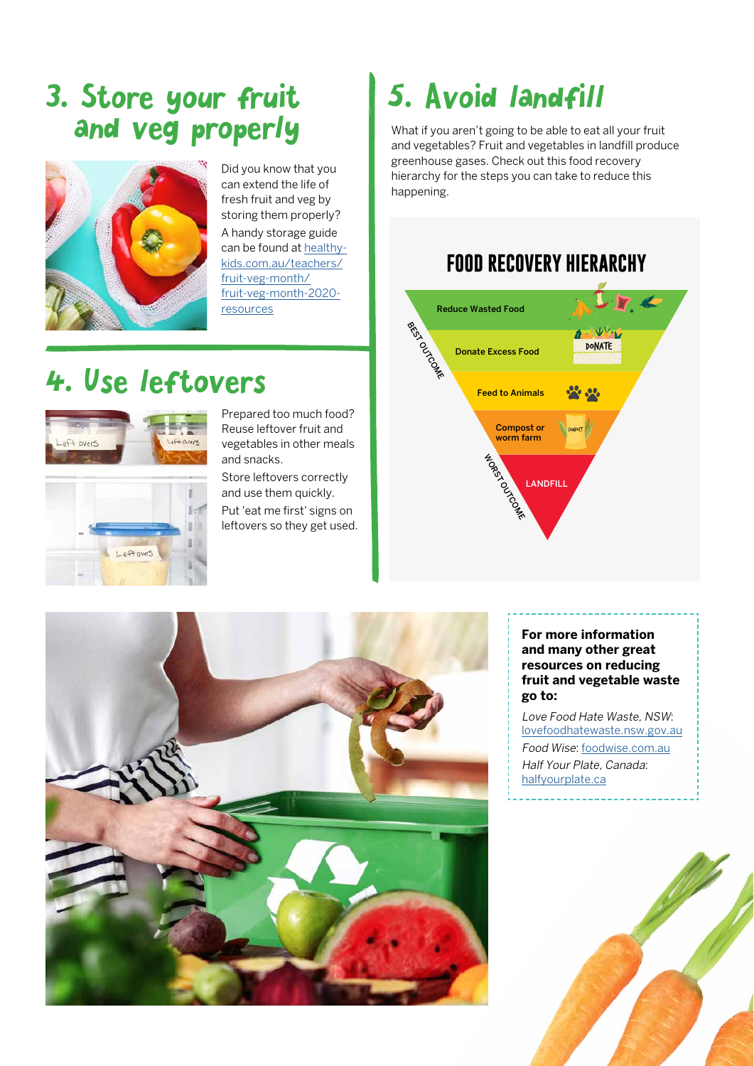## 3. Store your fruit and veg properly

Did you know that you can extend the life of fresh fruit and veg by storing them properly?

A handy storage guide can be found at healthy-kids.com.au/teachers/fruit-veg-month/fruit-veg-month-2020-resources

## 4. Use leftovers

Prepared too much food? Reuse leftover fruit and vegetables in other meals and snacks.

Store leftovers correctly and use them quickly.

Put 'eat me first' signs on leftovers so they get used.

## 5. Avoid landfill

What if you aren't going to be able to eat all your fruit and vegetables? Fruit and vegetables in landfill produce greenhouse gases. Check out this food recovery hierarchy for the steps you can take to reduce this happening.

FOOD RECOVERY HIERARCHY

BEST OUTCOME

Reduce Wasted Food

Donate Excess Food

DONATE

Feed to Animals

Compost or worm farm

COMPOST

LANDFILL

WORST OUTCOME

**For more information and many other great resources on reducing fruit and vegetable waste go to:**

*Love Food Hate Waste, NSW*: lovefoodhatewaste.nsw.gov.au

*Food Wise*: foodwise.com.au

*Half Your Plate, Canada*: halfyourplate.ca